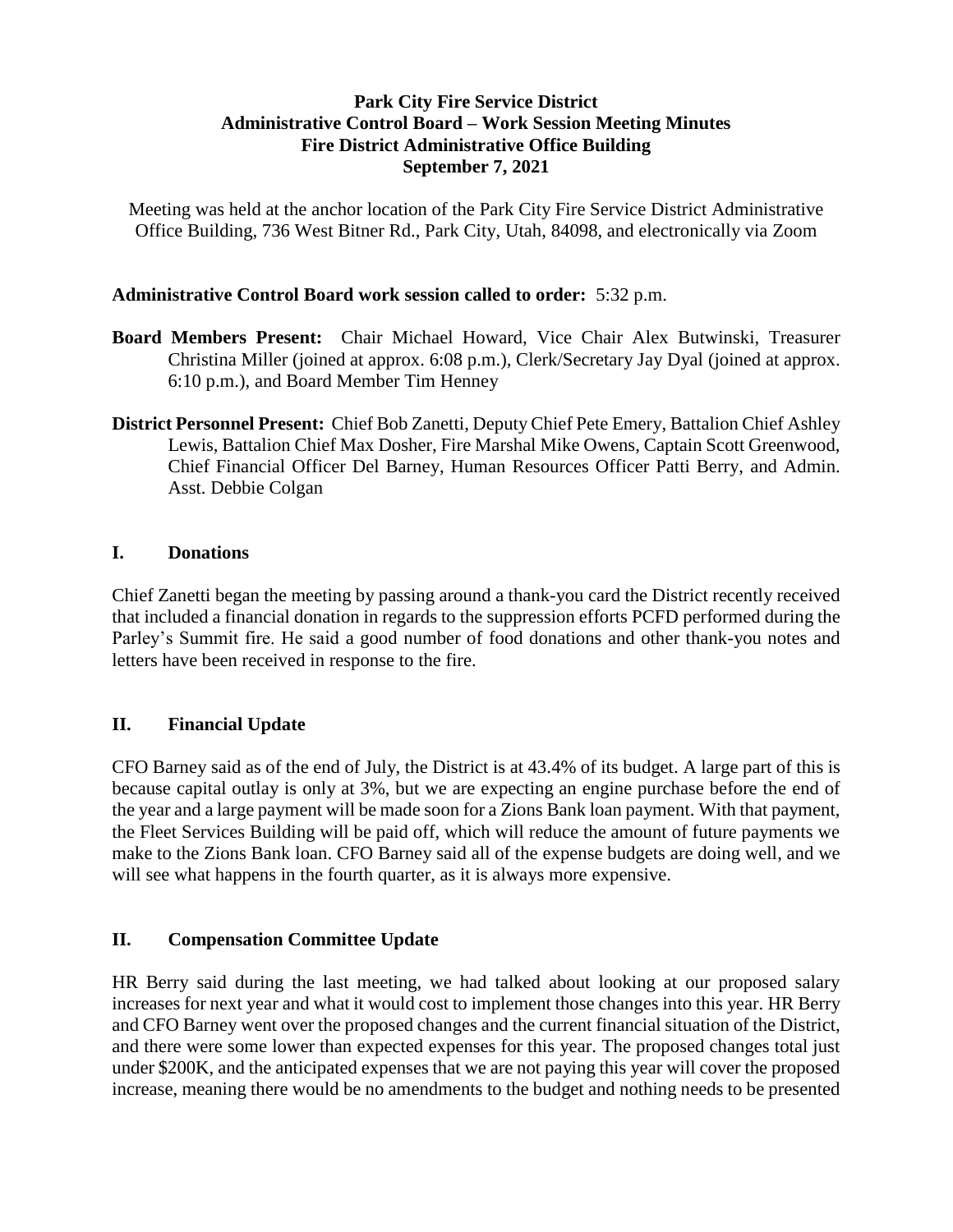**Park City Fire Service District**
**Administrative Control Board – Work Session Meeting Minutes**
**Fire District Administrative Office Building**
**September 7, 2021**

Meeting was held at the anchor location of the Park City Fire Service District Administrative Office Building, 736 West Bitner Rd., Park City, Utah, 84098, and electronically via Zoom

**Administrative Control Board work session called to order:** 5:32 p.m.

**Board Members Present:** Chair Michael Howard, Vice Chair Alex Butwinski, Treasurer Christina Miller (joined at approx. 6:08 p.m.), Clerk/Secretary Jay Dyal (joined at approx. 6:10 p.m.), and Board Member Tim Henney

**District Personnel Present:** Chief Bob Zanetti, Deputy Chief Pete Emery, Battalion Chief Ashley Lewis, Battalion Chief Max Dosher, Fire Marshal Mike Owens, Captain Scott Greenwood, Chief Financial Officer Del Barney, Human Resources Officer Patti Berry, and Admin. Asst. Debbie Colgan

## I. Donations

Chief Zanetti began the meeting by passing around a thank-you card the District recently received that included a financial donation in regards to the suppression efforts PCFD performed during the Parley's Summit fire. He said a good number of food donations and other thank-you notes and letters have been received in response to the fire.

## II. Financial Update

CFO Barney said as of the end of July, the District is at 43.4% of its budget. A large part of this is because capital outlay is only at 3%, but we are expecting an engine purchase before the end of the year and a large payment will be made soon for a Zions Bank loan payment. With that payment, the Fleet Services Building will be paid off, which will reduce the amount of future payments we make to the Zions Bank loan. CFO Barney said all of the expense budgets are doing well, and we will see what happens in the fourth quarter, as it is always more expensive.

## II. Compensation Committee Update

HR Berry said during the last meeting, we had talked about looking at our proposed salary increases for next year and what it would cost to implement those changes into this year. HR Berry and CFO Barney went over the proposed changes and the current financial situation of the District, and there were some lower than expected expenses for this year. The proposed changes total just under $200K, and the anticipated expenses that we are not paying this year will cover the proposed increase, meaning there would be no amendments to the budget and nothing needs to be presented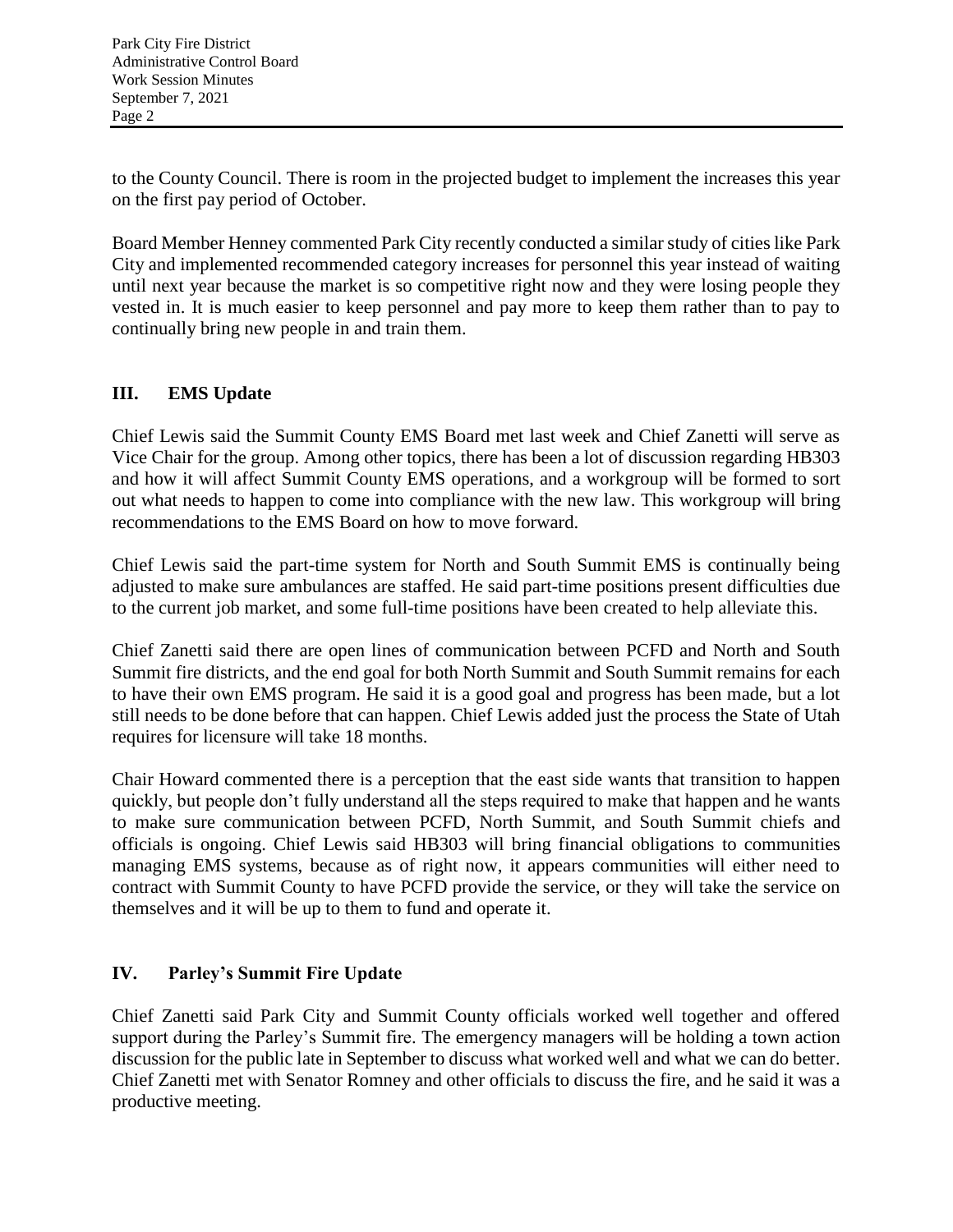to the County Council. There is room in the projected budget to implement the increases this year on the first pay period of October.

Board Member Henney commented Park City recently conducted a similar study of cities like Park City and implemented recommended category increases for personnel this year instead of waiting until next year because the market is so competitive right now and they were losing people they vested in. It is much easier to keep personnel and pay more to keep them rather than to pay to continually bring new people in and train them.

## III. EMS Update

Chief Lewis said the Summit County EMS Board met last week and Chief Zanetti will serve as Vice Chair for the group. Among other topics, there has been a lot of discussion regarding HB303 and how it will affect Summit County EMS operations, and a workgroup will be formed to sort out what needs to happen to come into compliance with the new law. This workgroup will bring recommendations to the EMS Board on how to move forward.

Chief Lewis said the part-time system for North and South Summit EMS is continually being adjusted to make sure ambulances are staffed. He said part-time positions present difficulties due to the current job market, and some full-time positions have been created to help alleviate this.

Chief Zanetti said there are open lines of communication between PCFD and North and South Summit fire districts, and the end goal for both North Summit and South Summit remains for each to have their own EMS program. He said it is a good goal and progress has been made, but a lot still needs to be done before that can happen. Chief Lewis added just the process the State of Utah requires for licensure will take 18 months.

Chair Howard commented there is a perception that the east side wants that transition to happen quickly, but people don't fully understand all the steps required to make that happen and he wants to make sure communication between PCFD, North Summit, and South Summit chiefs and officials is ongoing. Chief Lewis said HB303 will bring financial obligations to communities managing EMS systems, because as of right now, it appears communities will either need to contract with Summit County to have PCFD provide the service, or they will take the service on themselves and it will be up to them to fund and operate it.

## IV. Parley's Summit Fire Update

Chief Zanetti said Park City and Summit County officials worked well together and offered support during the Parley's Summit fire. The emergency managers will be holding a town action discussion for the public late in September to discuss what worked well and what we can do better. Chief Zanetti met with Senator Romney and other officials to discuss the fire, and he said it was a productive meeting.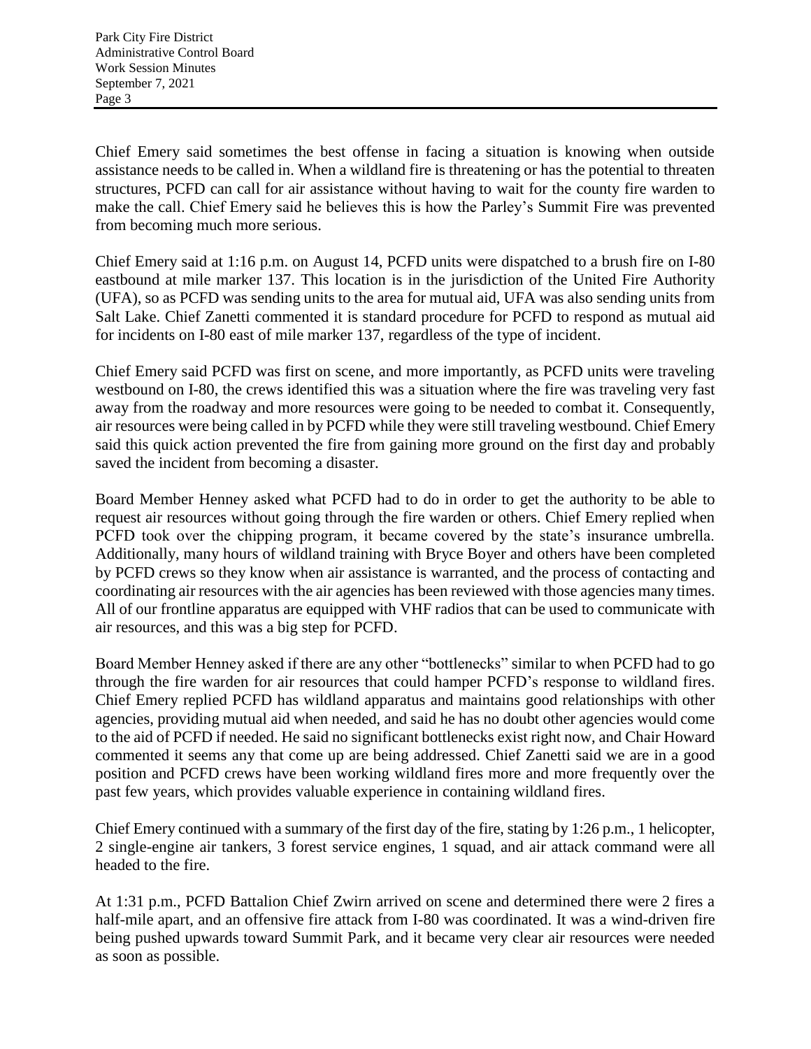Chief Emery said sometimes the best offense in facing a situation is knowing when outside assistance needs to be called in. When a wildland fire is threatening or has the potential to threaten structures, PCFD can call for air assistance without having to wait for the county fire warden to make the call. Chief Emery said he believes this is how the Parley's Summit Fire was prevented from becoming much more serious.

Chief Emery said at 1:16 p.m. on August 14, PCFD units were dispatched to a brush fire on I-80 eastbound at mile marker 137. This location is in the jurisdiction of the United Fire Authority (UFA), so as PCFD was sending units to the area for mutual aid, UFA was also sending units from Salt Lake. Chief Zanetti commented it is standard procedure for PCFD to respond as mutual aid for incidents on I-80 east of mile marker 137, regardless of the type of incident.

Chief Emery said PCFD was first on scene, and more importantly, as PCFD units were traveling westbound on I-80, the crews identified this was a situation where the fire was traveling very fast away from the roadway and more resources were going to be needed to combat it. Consequently, air resources were being called in by PCFD while they were still traveling westbound. Chief Emery said this quick action prevented the fire from gaining more ground on the first day and probably saved the incident from becoming a disaster.

Board Member Henney asked what PCFD had to do in order to get the authority to be able to request air resources without going through the fire warden or others. Chief Emery replied when PCFD took over the chipping program, it became covered by the state's insurance umbrella. Additionally, many hours of wildland training with Bryce Boyer and others have been completed by PCFD crews so they know when air assistance is warranted, and the process of contacting and coordinating air resources with the air agencies has been reviewed with those agencies many times. All of our frontline apparatus are equipped with VHF radios that can be used to communicate with air resources, and this was a big step for PCFD.

Board Member Henney asked if there are any other "bottlenecks" similar to when PCFD had to go through the fire warden for air resources that could hamper PCFD's response to wildland fires. Chief Emery replied PCFD has wildland apparatus and maintains good relationships with other agencies, providing mutual aid when needed, and said he has no doubt other agencies would come to the aid of PCFD if needed. He said no significant bottlenecks exist right now, and Chair Howard commented it seems any that come up are being addressed. Chief Zanetti said we are in a good position and PCFD crews have been working wildland fires more and more frequently over the past few years, which provides valuable experience in containing wildland fires.

Chief Emery continued with a summary of the first day of the fire, stating by 1:26 p.m., 1 helicopter, 2 single-engine air tankers, 3 forest service engines, 1 squad, and air attack command were all headed to the fire.

At 1:31 p.m., PCFD Battalion Chief Zwirn arrived on scene and determined there were 2 fires a half-mile apart, and an offensive fire attack from I-80 was coordinated. It was a wind-driven fire being pushed upwards toward Summit Park, and it became very clear air resources were needed as soon as possible.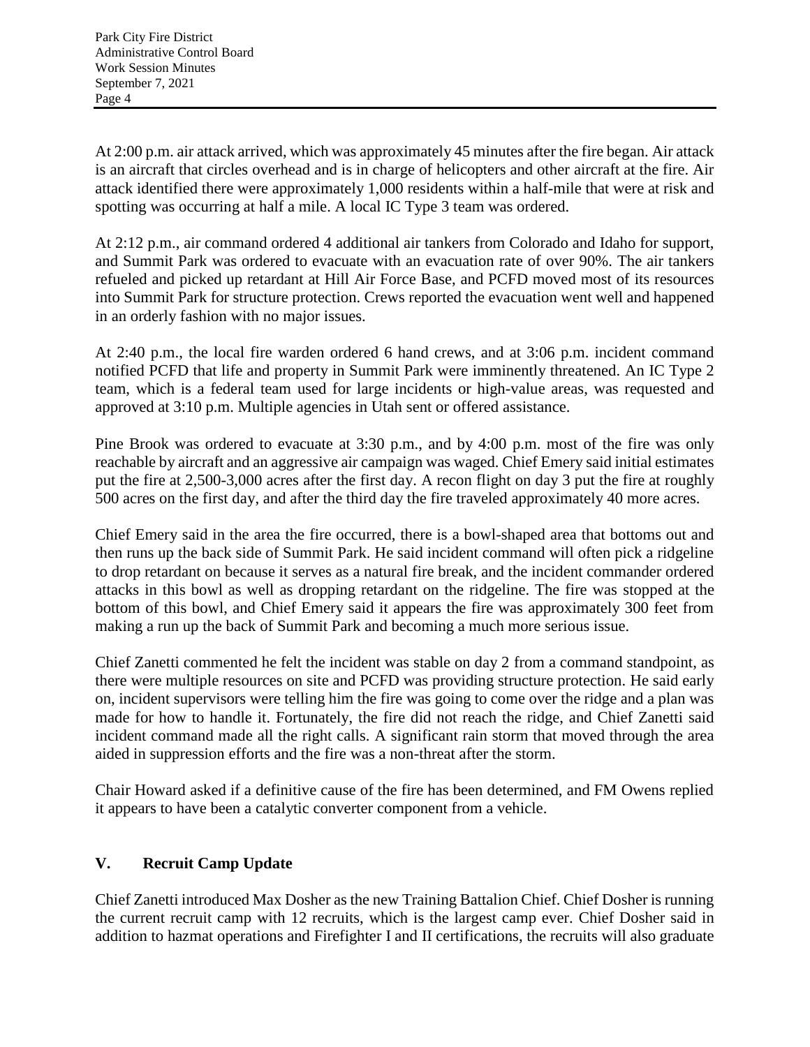At 2:00 p.m. air attack arrived, which was approximately 45 minutes after the fire began. Air attack is an aircraft that circles overhead and is in charge of helicopters and other aircraft at the fire. Air attack identified there were approximately 1,000 residents within a half-mile that were at risk and spotting was occurring at half a mile. A local IC Type 3 team was ordered.

At 2:12 p.m., air command ordered 4 additional air tankers from Colorado and Idaho for support, and Summit Park was ordered to evacuate with an evacuation rate of over 90%. The air tankers refueled and picked up retardant at Hill Air Force Base, and PCFD moved most of its resources into Summit Park for structure protection. Crews reported the evacuation went well and happened in an orderly fashion with no major issues.

At 2:40 p.m., the local fire warden ordered 6 hand crews, and at 3:06 p.m. incident command notified PCFD that life and property in Summit Park were imminently threatened. An IC Type 2 team, which is a federal team used for large incidents or high-value areas, was requested and approved at 3:10 p.m. Multiple agencies in Utah sent or offered assistance.

Pine Brook was ordered to evacuate at 3:30 p.m., and by 4:00 p.m. most of the fire was only reachable by aircraft and an aggressive air campaign was waged. Chief Emery said initial estimates put the fire at 2,500-3,000 acres after the first day. A recon flight on day 3 put the fire at roughly 500 acres on the first day, and after the third day the fire traveled approximately 40 more acres.

Chief Emery said in the area the fire occurred, there is a bowl-shaped area that bottoms out and then runs up the back side of Summit Park. He said incident command will often pick a ridgeline to drop retardant on because it serves as a natural fire break, and the incident commander ordered attacks in this bowl as well as dropping retardant on the ridgeline. The fire was stopped at the bottom of this bowl, and Chief Emery said it appears the fire was approximately 300 feet from making a run up the back of Summit Park and becoming a much more serious issue.

Chief Zanetti commented he felt the incident was stable on day 2 from a command standpoint, as there were multiple resources on site and PCFD was providing structure protection. He said early on, incident supervisors were telling him the fire was going to come over the ridge and a plan was made for how to handle it. Fortunately, the fire did not reach the ridge, and Chief Zanetti said incident command made all the right calls. A significant rain storm that moved through the area aided in suppression efforts and the fire was a non-threat after the storm.

Chair Howard asked if a definitive cause of the fire has been determined, and FM Owens replied it appears to have been a catalytic converter component from a vehicle.

## V. Recruit Camp Update

Chief Zanetti introduced Max Dosher as the new Training Battalion Chief. Chief Dosher is running the current recruit camp with 12 recruits, which is the largest camp ever. Chief Dosher said in addition to hazmat operations and Firefighter I and II certifications, the recruits will also graduate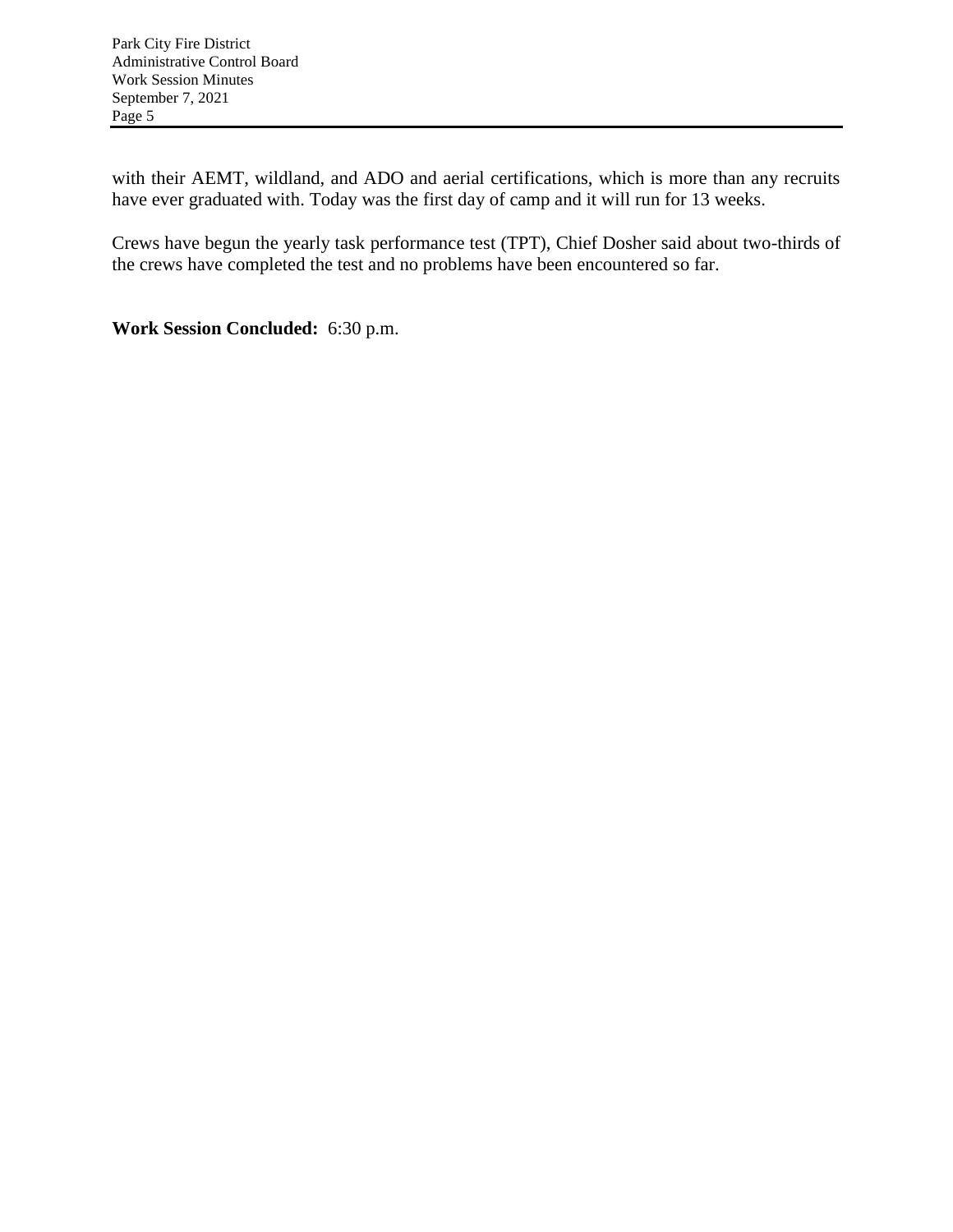with their AEMT, wildland, and ADO and aerial certifications, which is more than any recruits have ever graduated with. Today was the first day of camp and it will run for 13 weeks.

Crews have begun the yearly task performance test (TPT), Chief Dosher said about two-thirds of the crews have completed the test and no problems have been encountered so far.

**Work Session Concluded:** 6:30 p.m.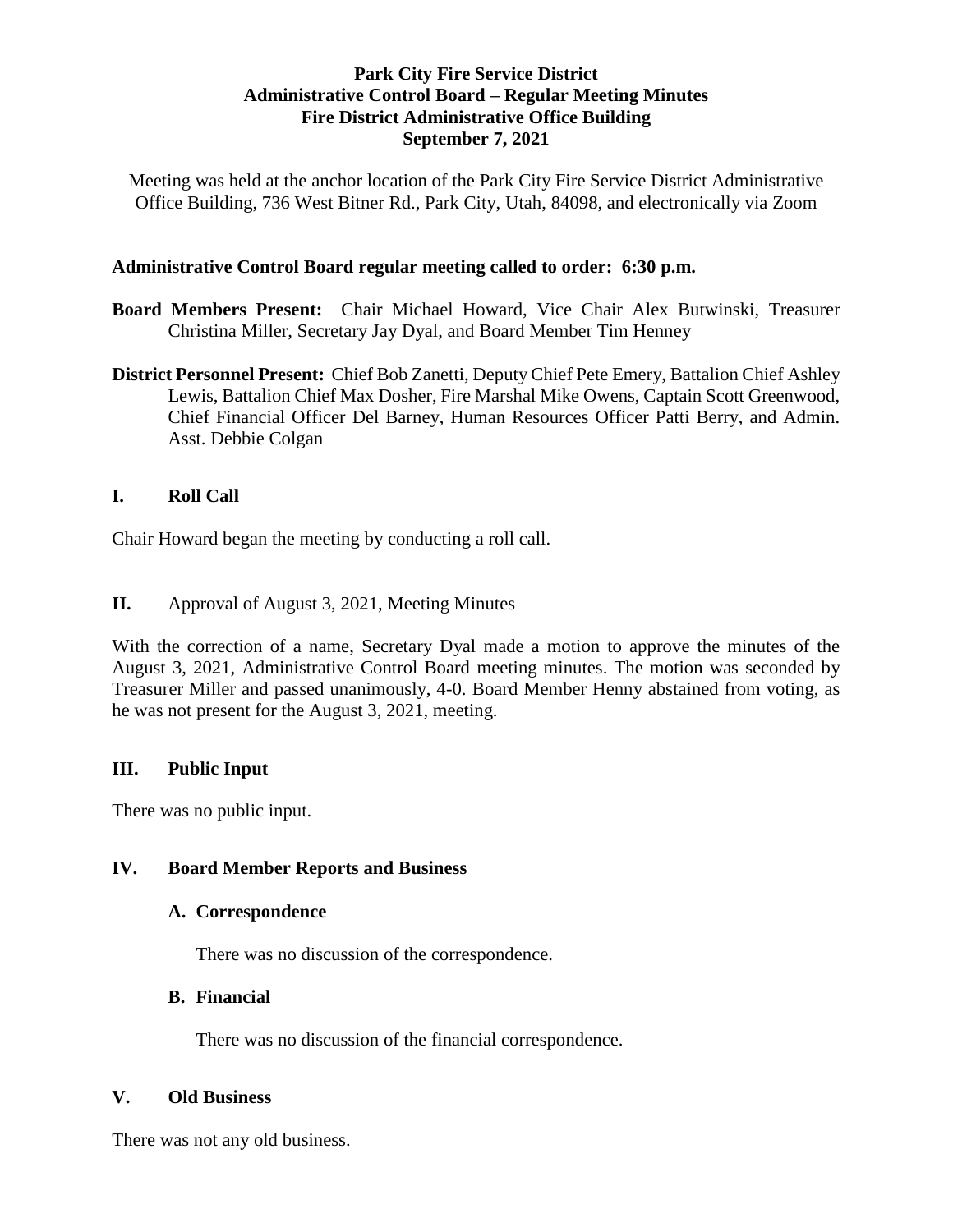# Park City Fire Service District
## Administrative Control Board – Regular Meeting Minutes
## Fire District Administrative Office Building
## September 7, 2021

Meeting was held at the anchor location of the Park City Fire Service District Administrative Office Building, 736 West Bitner Rd., Park City, Utah, 84098, and electronically via Zoom

**Administrative Control Board regular meeting called to order: 6:30 p.m.**

**Board Members Present:** Chair Michael Howard, Vice Chair Alex Butwinski, Treasurer Christina Miller, Secretary Jay Dyal, and Board Member Tim Henney

**District Personnel Present:** Chief Bob Zanetti, Deputy Chief Pete Emery, Battalion Chief Ashley Lewis, Battalion Chief Max Dosher, Fire Marshal Mike Owens, Captain Scott Greenwood, Chief Financial Officer Del Barney, Human Resources Officer Patti Berry, and Admin. Asst. Debbie Colgan

### I. Roll Call

Chair Howard began the meeting by conducting a roll call.

### II. Approval of August 3, 2021, Meeting Minutes

With the correction of a name, Secretary Dyal made a motion to approve the minutes of the August 3, 2021, Administrative Control Board meeting minutes. The motion was seconded by Treasurer Miller and passed unanimously, 4-0. Board Member Henny abstained from voting, as he was not present for the August 3, 2021, meeting.

### III. Public Input

There was no public input.

### IV. Board Member Reports and Business

#### A. Correspondence

There was no discussion of the correspondence.

#### B. Financial

There was no discussion of the financial correspondence.

### V. Old Business

There was not any old business.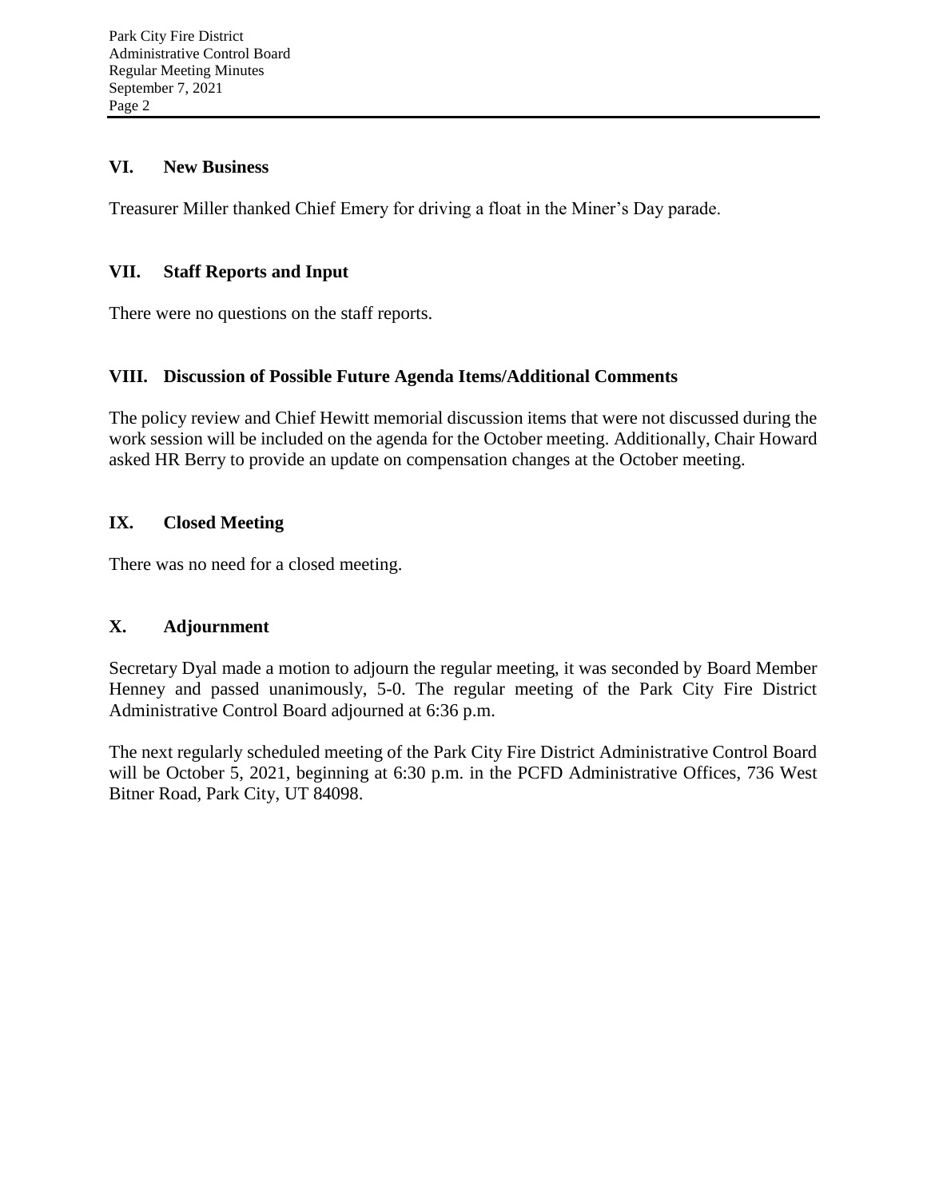## VI. New Business

Treasurer Miller thanked Chief Emery for driving a float in the Miner's Day parade.

## VII. Staff Reports and Input

There were no questions on the staff reports.

## VIII. Discussion of Possible Future Agenda Items/Additional Comments

The policy review and Chief Hewitt memorial discussion items that were not discussed during the work session will be included on the agenda for the October meeting. Additionally, Chair Howard asked HR Berry to provide an update on compensation changes at the October meeting.

## IX. Closed Meeting

There was no need for a closed meeting.

## X. Adjournment

Secretary Dyal made a motion to adjourn the regular meeting, it was seconded by Board Member Henney and passed unanimously, 5-0. The regular meeting of the Park City Fire District Administrative Control Board adjourned at 6:36 p.m.

The next regularly scheduled meeting of the Park City Fire District Administrative Control Board will be October 5, 2021, beginning at 6:30 p.m. in the PCFD Administrative Offices, 736 West Bitner Road, Park City, UT 84098.